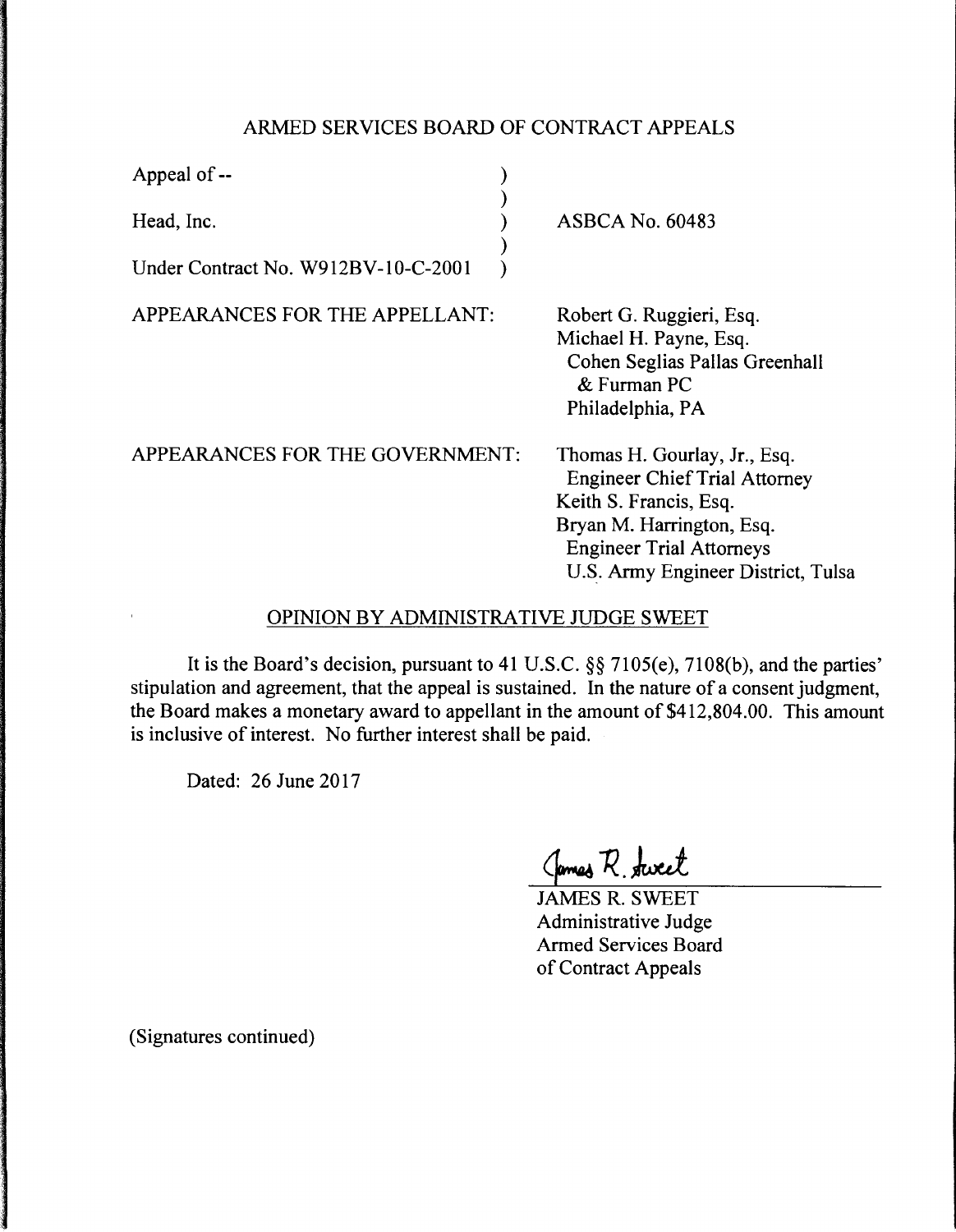# ARMED SERVICES BOARD OF CONTRACT APPEALS

| | |
|---|---|
| Appeal of -- | |
| Head, Inc. | ASBCA No. 60483 |
| Under Contract No. W912BV-10-C-2001 | |

APPEARANCES FOR THE APPELLANT:

Robert G. Ruggieri, Esq.
Michael H. Payne, Esq.
Cohen Seglias Pallas Greenhall & Furman PC
Philadelphia, PA

APPEARANCES FOR THE GOVERNMENT:

Thomas H. Gourlay, Jr., Esq.
Engineer Chief Trial Attorney
Keith S. Francis, Esq.
Bryan M. Harrington, Esq.
Engineer Trial Attorneys
U.S. Army Engineer District, Tulsa

## OPINION BY ADMINISTRATIVE JUDGE SWEET

It is the Board's decision, pursuant to 41 U.S.C. §§ 7105(e), 7108(b), and the parties' stipulation and agreement, that the appeal is sustained. In the nature of a consent judgment, the Board makes a monetary award to appellant in the amount of $412,804.00. This amount is inclusive of interest. No further interest shall be paid.

Dated: 26 June 2017

JAMES R. SWEET
Administrative Judge
Armed Services Board
of Contract Appeals

(Signatures continued)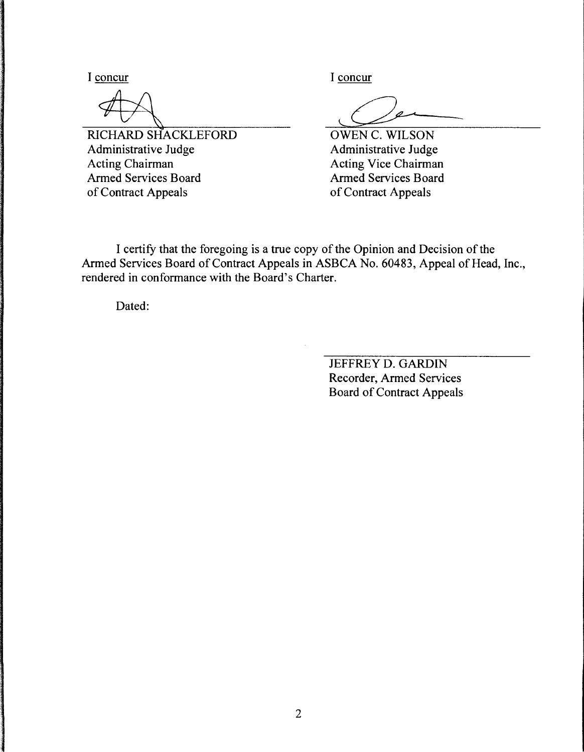I concur

RICHARD SHACKLEFORD
Administrative Judge
Acting Chairman
Armed Services Board
of Contract Appeals

I concur

OWEN C. WILSON
Administrative Judge
Acting Vice Chairman
Armed Services Board
of Contract Appeals

I certify that the foregoing is a true copy of the Opinion and Decision of the Armed Services Board of Contract Appeals in ASBCA No. 60483, Appeal of Head, Inc., rendered in conformance with the Board's Charter.

Dated:

JEFFREY D. GARDIN
Recorder, Armed Services
Board of Contract Appeals